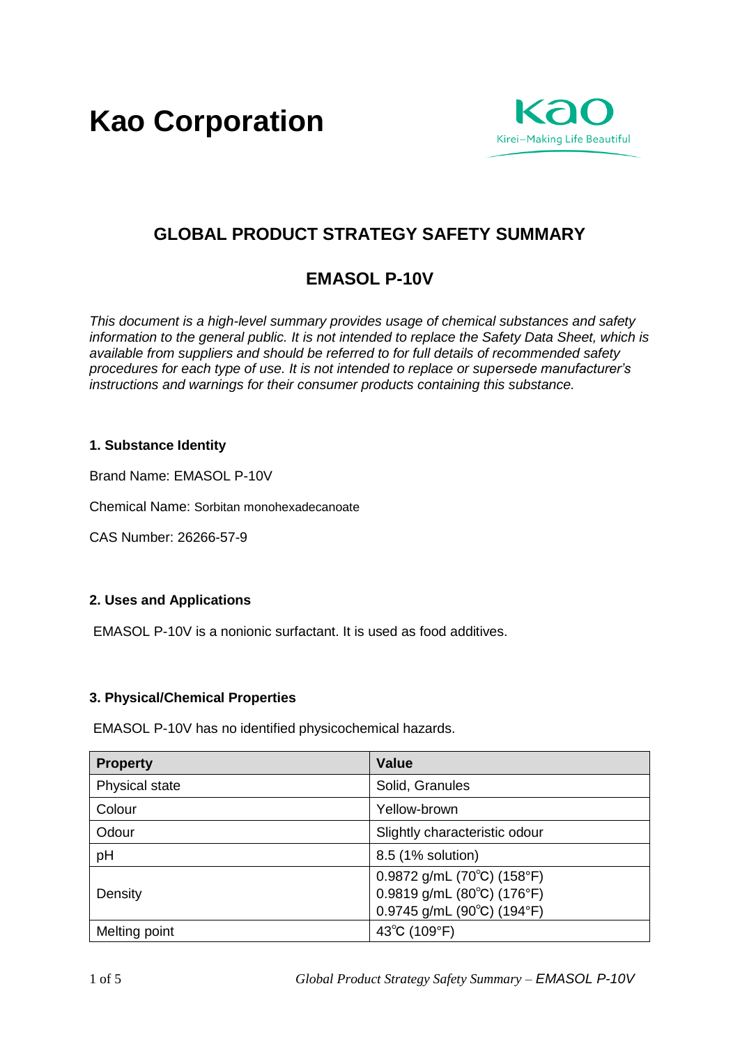# Kao Corporation

Kao
Kirei–Making Life Beautiful

## GLOBAL PRODUCT STRATEGY SAFETY SUMMARY

## EMASOL P-10V

*This document is a high-level summary provides usage of chemical substances and safety information to the general public. It is not intended to replace the Safety Data Sheet, which is available from suppliers and should be referred to for full details of recommended safety procedures for each type of use. It is not intended to replace or supersede manufacturer's instructions and warnings for their consumer products containing this substance.*

### 1. Substance Identity

Brand Name: EMASOL P-10V

Chemical Name: Sorbitan monohexadecanoate

CAS Number: 26266-57-9

### 2. Uses and Applications

EMASOL P-10V is a nonionic surfactant. It is used as food additives.

### 3. Physical/Chemical Properties

EMASOL P-10V has no identified physicochemical hazards.

| Property | Value |
|---|---|
| Physical state | Solid, Granules |
| Colour | Yellow-brown |
| Odour | Slightly characteristic odour |
| pH | 8.5 (1% solution) |
| Density | 0.9872 g/mL (70℃) (158°F)<br>0.9819 g/mL (80℃) (176°F)<br>0.9745 g/mL (90℃) (194°F) |
| Melting point | 43℃ (109°F) |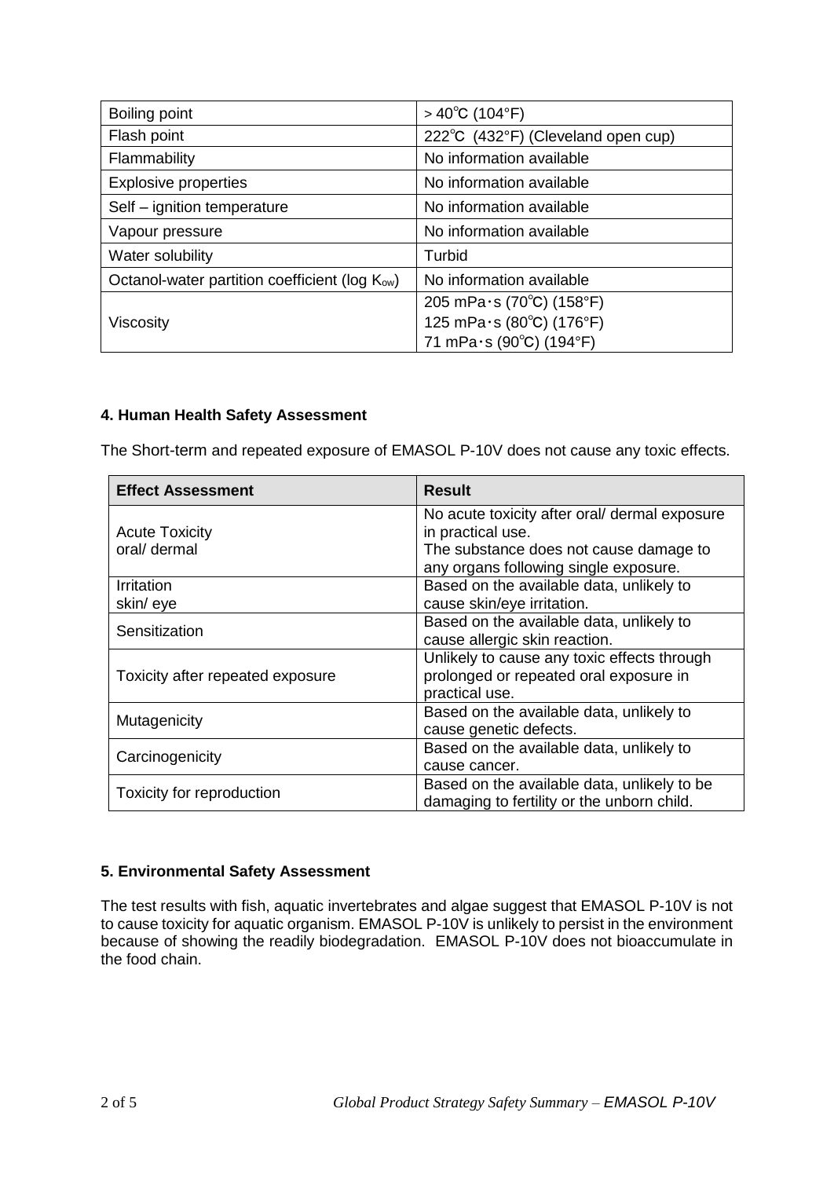| Boiling point | > 40℃ (104°F) |
|---|---|
| Flash point | 222℃ (432°F) (Cleveland open cup) |
| Flammability | No information available |
| Explosive properties | No information available |
| Self – ignition temperature | No information available |
| Vapour pressure | No information available |
| Water solubility | Turbid |
| Octanol-water partition coefficient (log $K_{ow}$) | No information available |
| Viscosity | 205 mPa･s (70℃) (158°F)<br>125 mPa･s (80℃) (176°F)<br>71 mPa･s (90℃) (194°F) |

### 4. Human Health Safety Assessment

The Short-term and repeated exposure of EMASOL P-10V does not cause any toxic effects.

| Effect Assessment | Result |
|---|---|
| Acute Toxicity<br>oral/ dermal | No acute toxicity after oral/ dermal exposure in practical use.<br>The substance does not cause damage to any organs following single exposure. |
| Irritation<br>skin/ eye | Based on the available data, unlikely to cause skin/eye irritation. |
| Sensitization | Based on the available data, unlikely to cause allergic skin reaction. |
| Toxicity after repeated exposure | Unlikely to cause any toxic effects through prolonged or repeated oral exposure in practical use. |
| Mutagenicity | Based on the available data, unlikely to cause genetic defects. |
| Carcinogenicity | Based on the available data, unlikely to cause cancer. |
| Toxicity for reproduction | Based on the available data, unlikely to be damaging to fertility or the unborn child. |

### 5. Environmental Safety Assessment

The test results with fish, aquatic invertebrates and algae suggest that EMASOL P-10V is not to cause toxicity for aquatic organism. EMASOL P-10V is unlikely to persist in the environment because of showing the readily biodegradation. EMASOL P-10V does not bioaccumulate in the food chain.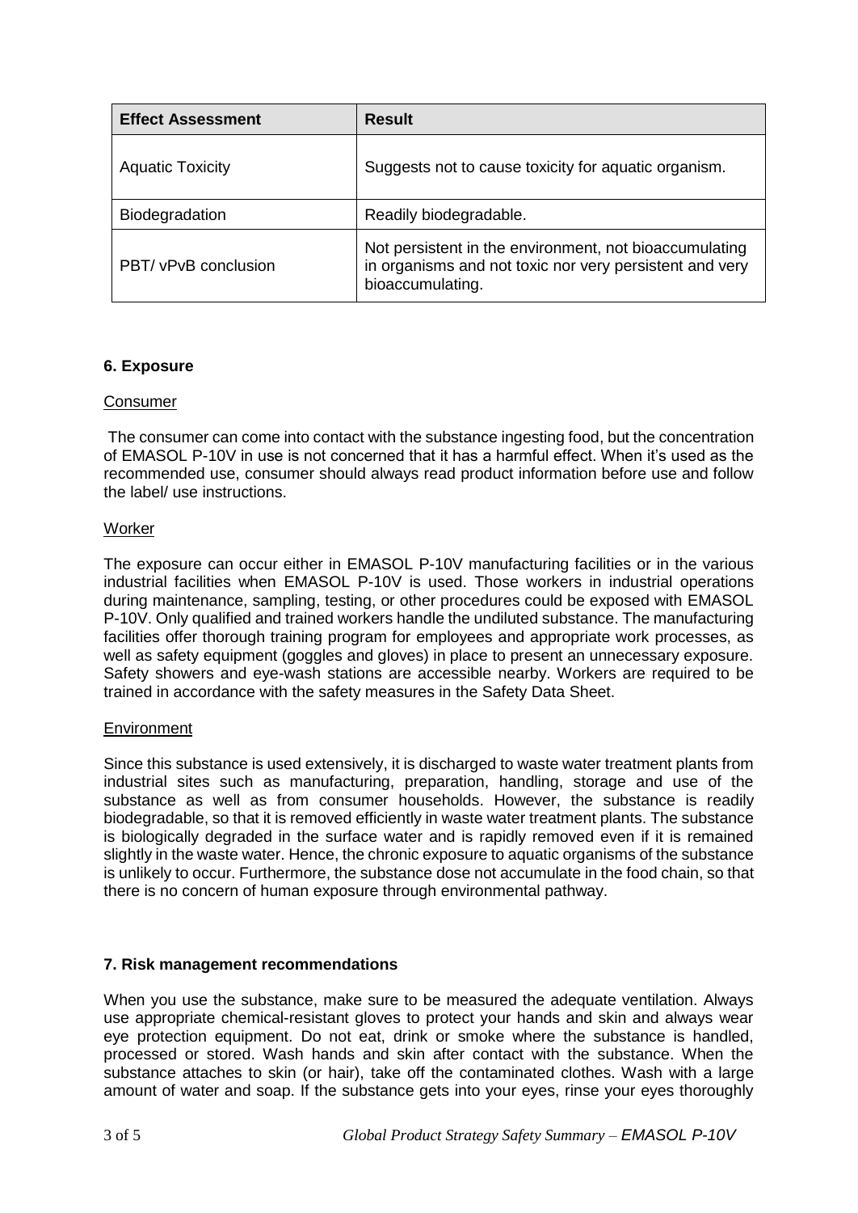| Effect Assessment | Result |
| --- | --- |
| Aquatic Toxicity | Suggests not to cause toxicity for aquatic organism. |
| Biodegradation | Readily biodegradable. |
| PBT/ vPvB conclusion | Not persistent in the environment, not bioaccumulating in organisms and not toxic nor very persistent and very bioaccumulating. |

## 6. Exposure

Consumer

The consumer can come into contact with the substance ingesting food, but the concentration of EMASOL P-10V in use is not concerned that it has a harmful effect. When it's used as the recommended use, consumer should always read product information before use and follow the label/ use instructions.

Worker

The exposure can occur either in EMASOL P-10V manufacturing facilities or in the various industrial facilities when EMASOL P-10V is used. Those workers in industrial operations during maintenance, sampling, testing, or other procedures could be exposed with EMASOL P-10V. Only qualified and trained workers handle the undiluted substance. The manufacturing facilities offer thorough training program for employees and appropriate work processes, as well as safety equipment (goggles and gloves) in place to present an unnecessary exposure. Safety showers and eye-wash stations are accessible nearby. Workers are required to be trained in accordance with the safety measures in the Safety Data Sheet.

Environment

Since this substance is used extensively, it is discharged to waste water treatment plants from industrial sites such as manufacturing, preparation, handling, storage and use of the substance as well as from consumer households. However, the substance is readily biodegradable, so that it is removed efficiently in waste water treatment plants. The substance is biologically degraded in the surface water and is rapidly removed even if it is remained slightly in the waste water. Hence, the chronic exposure to aquatic organisms of the substance is unlikely to occur. Furthermore, the substance dose not accumulate in the food chain, so that there is no concern of human exposure through environmental pathway.

## 7. Risk management recommendations

When you use the substance, make sure to be measured the adequate ventilation. Always use appropriate chemical-resistant gloves to protect your hands and skin and always wear eye protection equipment. Do not eat, drink or smoke where the substance is handled, processed or stored. Wash hands and skin after contact with the substance. When the substance attaches to skin (or hair), take off the contaminated clothes. Wash with a large amount of water and soap. If the substance gets into your eyes, rinse your eyes thoroughly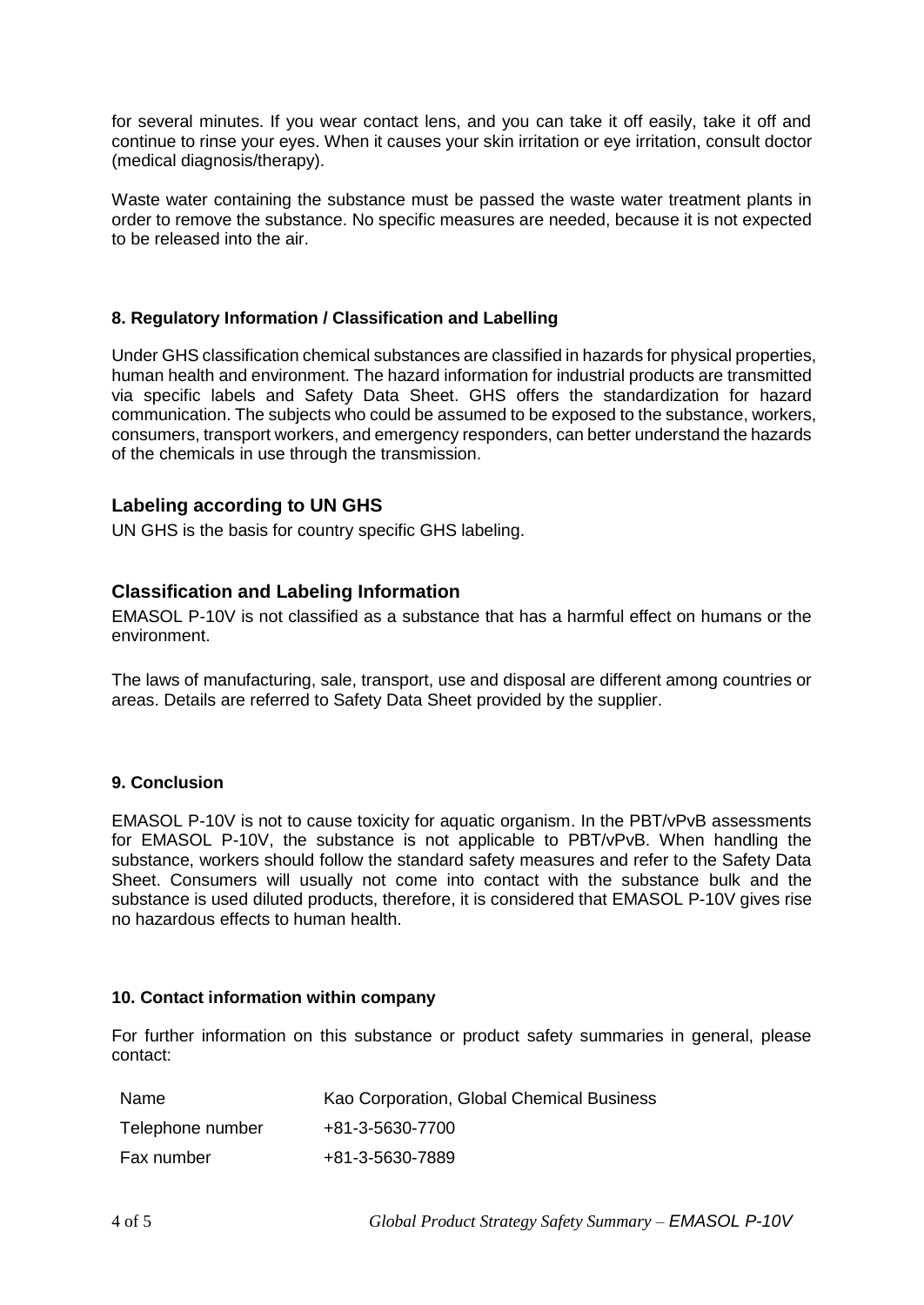for several minutes. If you wear contact lens, and you can take it off easily, take it off and continue to rinse your eyes. When it causes your skin irritation or eye irritation, consult doctor (medical diagnosis/therapy).

Waste water containing the substance must be passed the waste water treatment plants in order to remove the substance. No specific measures are needed, because it is not expected to be released into the air.

**8. Regulatory Information / Classification and Labelling**

Under GHS classification chemical substances are classified in hazards for physical properties, human health and environment. The hazard information for industrial products are transmitted via specific labels and Safety Data Sheet. GHS offers the standardization for hazard communication. The subjects who could be assumed to be exposed to the substance, workers, consumers, transport workers, and emergency responders, can better understand the hazards of the chemicals in use through the transmission.

## Labeling according to UN GHS

UN GHS is the basis for country specific GHS labeling.

## Classification and Labeling Information

EMASOL P-10V is not classified as a substance that has a harmful effect on humans or the environment.

The laws of manufacturing, sale, transport, use and disposal are different among countries or areas. Details are referred to Safety Data Sheet provided by the supplier.

**9. Conclusion**

EMASOL P-10V is not to cause toxicity for aquatic organism. In the PBT/vPvB assessments for EMASOL P-10V, the substance is not applicable to PBT/vPvB. When handling the substance, workers should follow the standard safety measures and refer to the Safety Data Sheet. Consumers will usually not come into contact with the substance bulk and the substance is used diluted products, therefore, it is considered that EMASOL P-10V gives rise no hazardous effects to human health.

**10. Contact information within company**

For further information on this substance or product safety summaries in general, please contact:

| | |
|---|---|
| Name | Kao Corporation, Global Chemical Business |
| Telephone number | +81-3-5630-7700 |
| Fax number | +81-3-5630-7889 |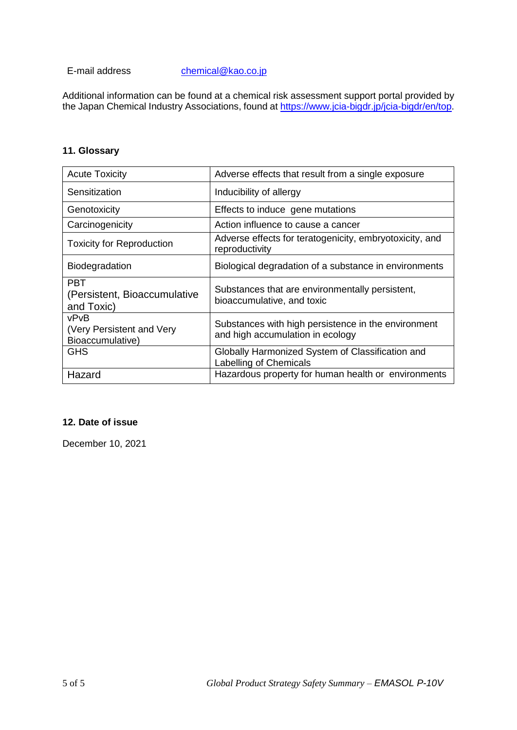E-mail address chemical@kao.co.jp

Additional information can be found at a chemical risk assessment support portal provided by the Japan Chemical Industry Associations, found at https://www.jcia-bigdr.jp/jcia-bigdr/en/top.

## 11. Glossary

| | |
|---|---|
| Acute Toxicity | Adverse effects that result from a single exposure |
| Sensitization | Inducibility of allergy |
| Genotoxicity | Effects to induce gene mutations |
| Carcinogenicity | Action influence to cause a cancer |
| Toxicity for Reproduction | Adverse effects for teratogenicity, embryotoxicity, and reproductivity |
| Biodegradation | Biological degradation of a substance in environments |
| PBT (Persistent, Bioaccumulative and Toxic) | Substances that are environmentally persistent, bioaccumulative, and toxic |
| vPvB (Very Persistent and Very Bioaccumulative) | Substances with high persistence in the environment and high accumulation in ecology |
| GHS | Globally Harmonized System of Classification and Labelling of Chemicals |
| Hazard | Hazardous property for human health or environments |

## 12. Date of issue

December 10, 2021